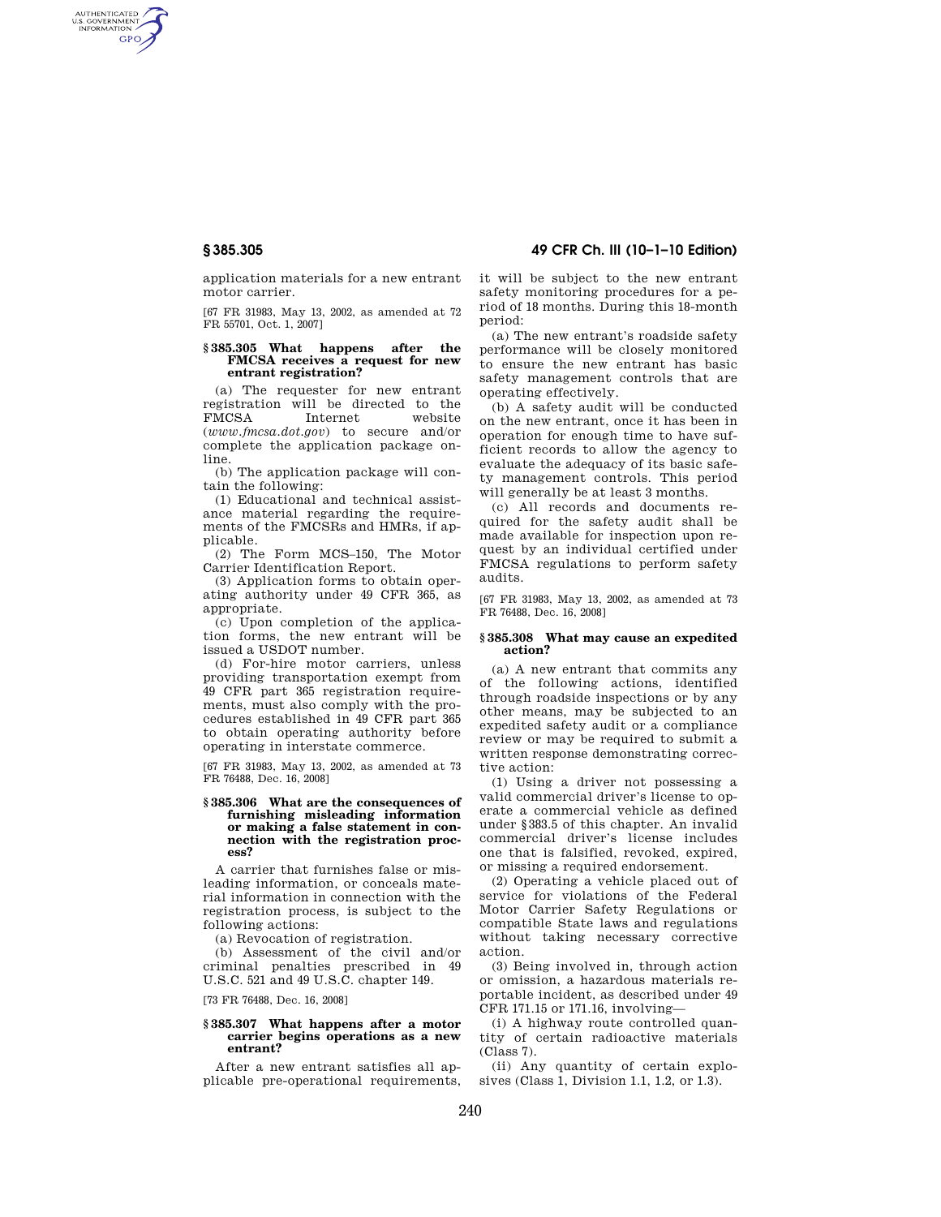application materials for a new entrant motor carrier.

[67 FR 31983, May 13, 2002, as amended at 72 FR 55701, Oct. 1, 2007]

### § 385.305 What happens after the FMCSA receives a request for new entrant registration?

(a) The requester for new entrant registration will be directed to the FMCSA Internet website (*www.fmcsa.dot.gov*) to secure and/or complete the application package online.

(b) The application package will contain the following:

(1) Educational and technical assistance material regarding the requirements of the FMCSRs and HMRs, if applicable.

(2) The Form MCS–150, The Motor Carrier Identification Report.

(3) Application forms to obtain operating authority under 49 CFR 365, as appropriate.

(c) Upon completion of the application forms, the new entrant will be issued a USDOT number.

(d) For-hire motor carriers, unless providing transportation exempt from 49 CFR part 365 registration requirements, must also comply with the procedures established in 49 CFR part 365 to obtain operating authority before operating in interstate commerce.

[67 FR 31983, May 13, 2002, as amended at 73 FR 76488, Dec. 16, 2008]

### § 385.306 What are the consequences of furnishing misleading information or making a false statement in connection with the registration process?

A carrier that furnishes false or misleading information, or conceals material information in connection with the registration process, is subject to the following actions:

(a) Revocation of registration.

(b) Assessment of the civil and/or criminal penalties prescribed in 49 U.S.C. 521 and 49 U.S.C. chapter 149.

[73 FR 76488, Dec. 16, 2008]

### § 385.307 What happens after a motor carrier begins operations as a new entrant?

After a new entrant satisfies all applicable pre-operational requirements, it will be subject to the new entrant safety monitoring procedures for a period of 18 months. During this 18-month period:

(a) The new entrant's roadside safety performance will be closely monitored to ensure the new entrant has basic safety management controls that are operating effectively.

(b) A safety audit will be conducted on the new entrant, once it has been in operation for enough time to have sufficient records to allow the agency to evaluate the adequacy of its basic safety management controls. This period will generally be at least 3 months.

(c) All records and documents required for the safety audit shall be made available for inspection upon request by an individual certified under FMCSA regulations to perform safety audits.

[67 FR 31983, May 13, 2002, as amended at 73 FR 76488, Dec. 16, 2008]

### § 385.308 What may cause an expedited action?

(a) A new entrant that commits any of the following actions, identified through roadside inspections or by any other means, may be subjected to an expedited safety audit or a compliance review or may be required to submit a written response demonstrating corrective action:

(1) Using a driver not possessing a valid commercial driver's license to operate a commercial vehicle as defined under § 383.5 of this chapter. An invalid commercial driver's license includes one that is falsified, revoked, expired, or missing a required endorsement.

(2) Operating a vehicle placed out of service for violations of the Federal Motor Carrier Safety Regulations or compatible State laws and regulations without taking necessary corrective action.

(3) Being involved in, through action or omission, a hazardous materials reportable incident, as described under 49 CFR 171.15 or 171.16, involving—

(i) A highway route controlled quantity of certain radioactive materials (Class 7).

(ii) Any quantity of certain explosives (Class 1, Division 1.1, 1.2, or 1.3).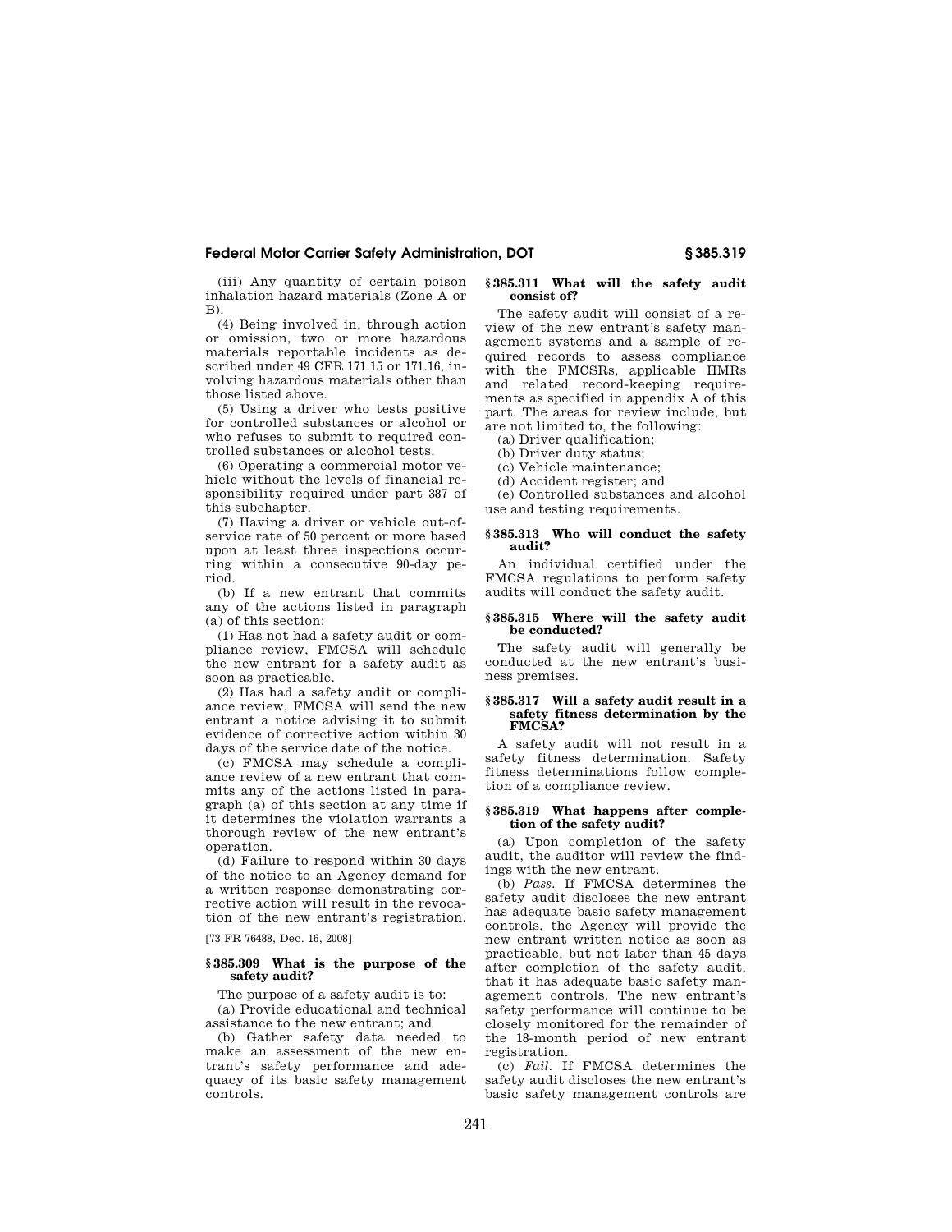(iii) Any quantity of certain poison inhalation hazard materials (Zone A or B).

(4) Being involved in, through action or omission, two or more hazardous materials reportable incidents as described under 49 CFR 171.15 or 171.16, involving hazardous materials other than those listed above.

(5) Using a driver who tests positive for controlled substances or alcohol or who refuses to submit to required controlled substances or alcohol tests.

(6) Operating a commercial motor vehicle without the levels of financial responsibility required under part 387 of this subchapter.

(7) Having a driver or vehicle out-of-service rate of 50 percent or more based upon at least three inspections occurring within a consecutive 90-day period.

(b) If a new entrant that commits any of the actions listed in paragraph (a) of this section:

(1) Has not had a safety audit or compliance review, FMCSA will schedule the new entrant for a safety audit as soon as practicable.

(2) Has had a safety audit or compliance review, FMCSA will send the new entrant a notice advising it to submit evidence of corrective action within 30 days of the service date of the notice.

(c) FMCSA may schedule a compliance review of a new entrant that commits any of the actions listed in paragraph (a) of this section at any time if it determines the violation warrants a thorough review of the new entrant's operation.

(d) Failure to respond within 30 days of the notice to an Agency demand for a written response demonstrating corrective action will result in the revocation of the new entrant's registration.

[73 FR 76488, Dec. 16, 2008]

### § 385.309 What is the purpose of the safety audit?

The purpose of a safety audit is to:

(a) Provide educational and technical assistance to the new entrant; and

(b) Gather safety data needed to make an assessment of the new entrant's safety performance and adequacy of its basic safety management controls.

### § 385.311 What will the safety audit consist of?

The safety audit will consist of a review of the new entrant's safety management systems and a sample of required records to assess compliance with the FMCSRs, applicable HMRs and related record-keeping requirements as specified in appendix A of this part. The areas for review include, but are not limited to, the following:

(a) Driver qualification;

(b) Driver duty status;

(c) Vehicle maintenance;

(d) Accident register; and

(e) Controlled substances and alcohol use and testing requirements.

### § 385.313 Who will conduct the safety audit?

An individual certified under the FMCSA regulations to perform safety audits will conduct the safety audit.

### § 385.315 Where will the safety audit be conducted?

The safety audit will generally be conducted at the new entrant's business premises.

### § 385.317 Will a safety audit result in a safety fitness determination by the FMCSA?

A safety audit will not result in a safety fitness determination. Safety fitness determinations follow completion of a compliance review.

### § 385.319 What happens after completion of the safety audit?

(a) Upon completion of the safety audit, the auditor will review the findings with the new entrant.

(b) *Pass.* If FMCSA determines the safety audit discloses the new entrant has adequate basic safety management controls, the Agency will provide the new entrant written notice as soon as practicable, but not later than 45 days after completion of the safety audit, that it has adequate basic safety management controls. The new entrant's safety performance will continue to be closely monitored for the remainder of the 18-month period of new entrant registration.

(c) *Fail.* If FMCSA determines the safety audit discloses the new entrant's basic safety management controls are